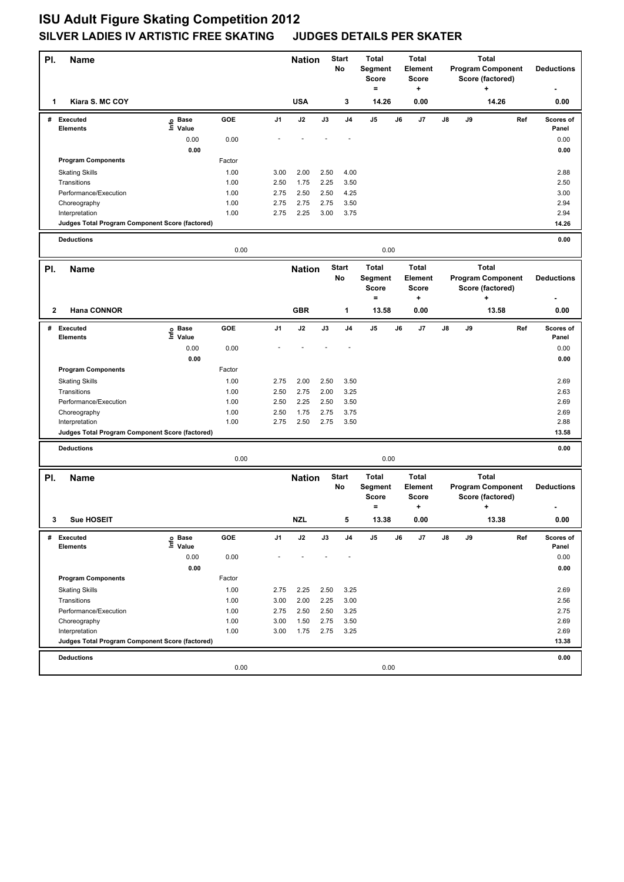# ISU Adult Figure Skating Competition 2012

## SILVER LADIES IV ARTISTIC FREE SKATING JUDGES DETAILS PER SKATER

| Pl. | Name | Nation | Start No | Total Segment Score = | Total Element Score + | Total Program Component Score (factored) + | Deductions - |
|---|---|---|---|---|---|---|---|
| 1 | Kiara S. MC COY | USA | 3 | 14.26 | 0.00 | 14.26 | 0.00 |

| # | Executed Elements | Info | Base Value | GOE | J1 | J2 | J3 | J4 | J5 | J6 | J7 | J8 | J9 | Ref | Scores of Panel |
|---|---|---|---|---|---|---|---|---|---|---|---|---|---|---|---|
| | | | 0.00 | 0.00 | - | - | - | - | | | | | | | 0.00 |
| | | | 0.00 | | | | | | | | | | | | 0.00 |
| | **Program Components** | | | Factor | | | | | | | | | | | |
| | Skating Skills | | | 1.00 | 3.00 | 2.00 | 2.50 | 4.00 | | | | | | | 2.88 |
| | Transitions | | | 1.00 | 2.50 | 1.75 | 2.25 | 3.50 | | | | | | | 2.50 |
| | Performance/Execution | | | 1.00 | 2.75 | 2.50 | 2.50 | 4.25 | | | | | | | 3.00 |
| | Choreography | | | 1.00 | 2.75 | 2.75 | 2.75 | 3.50 | | | | | | | 2.94 |
| | Interpretation | | | 1.00 | 2.75 | 2.25 | 3.00 | 3.75 | | | | | | | 2.94 |
| | **Judges Total Program Component Score (factored)** | | | | | | | | | | | | | | 14.26 |
| | **Deductions** | | | 0.00 | | | | | 0.00 | | | | | | 0.00 |

| Pl. | Name | Nation | Start No | Total Segment Score = | Total Element Score + | Total Program Component Score (factored) + | Deductions - |
|---|---|---|---|---|---|---|---|
| 2 | Hana CONNOR | GBR | 1 | 13.58 | 0.00 | 13.58 | 0.00 |

| # | Executed Elements | Info | Base Value | GOE | J1 | J2 | J3 | J4 | J5 | J6 | J7 | J8 | J9 | Ref | Scores of Panel |
|---|---|---|---|---|---|---|---|---|---|---|---|---|---|---|---|
| | | | 0.00 | 0.00 | - | - | - | - | | | | | | | 0.00 |
| | | | 0.00 | | | | | | | | | | | | 0.00 |
| | **Program Components** | | | Factor | | | | | | | | | | | |
| | Skating Skills | | | 1.00 | 2.75 | 2.00 | 2.50 | 3.50 | | | | | | | 2.69 |
| | Transitions | | | 1.00 | 2.50 | 2.75 | 2.00 | 3.25 | | | | | | | 2.63 |
| | Performance/Execution | | | 1.00 | 2.50 | 2.25 | 2.50 | 3.50 | | | | | | | 2.69 |
| | Choreography | | | 1.00 | 2.50 | 1.75 | 2.75 | 3.75 | | | | | | | 2.69 |
| | Interpretation | | | 1.00 | 2.75 | 2.50 | 2.75 | 3.50 | | | | | | | 2.88 |
| | **Judges Total Program Component Score (factored)** | | | | | | | | | | | | | | 13.58 |
| | **Deductions** | | | 0.00 | | | | | 0.00 | | | | | | 0.00 |

| Pl. | Name | Nation | Start No | Total Segment Score = | Total Element Score + | Total Program Component Score (factored) + | Deductions - |
|---|---|---|---|---|---|---|---|
| 3 | Sue HOSEIT | NZL | 5 | 13.38 | 0.00 | 13.38 | 0.00 |

| # | Executed Elements | Info | Base Value | GOE | J1 | J2 | J3 | J4 | J5 | J6 | J7 | J8 | J9 | Ref | Scores of Panel |
|---|---|---|---|---|---|---|---|---|---|---|---|---|---|---|---|
| | | | 0.00 | 0.00 | - | - | - | - | | | | | | | 0.00 |
| | | | 0.00 | | | | | | | | | | | | 0.00 |
| | **Program Components** | | | Factor | | | | | | | | | | | |
| | Skating Skills | | | 1.00 | 2.75 | 2.25 | 2.50 | 3.25 | | | | | | | 2.69 |
| | Transitions | | | 1.00 | 3.00 | 2.00 | 2.25 | 3.00 | | | | | | | 2.56 |
| | Performance/Execution | | | 1.00 | 2.75 | 2.50 | 2.50 | 3.25 | | | | | | | 2.75 |
| | Choreography | | | 1.00 | 3.00 | 1.50 | 2.75 | 3.50 | | | | | | | 2.69 |
| | Interpretation | | | 1.00 | 3.00 | 1.75 | 2.75 | 3.25 | | | | | | | 2.69 |
| | **Judges Total Program Component Score (factored)** | | | | | | | | | | | | | | 13.38 |
| | **Deductions** | | | 0.00 | | | | | 0.00 | | | | | | 0.00 |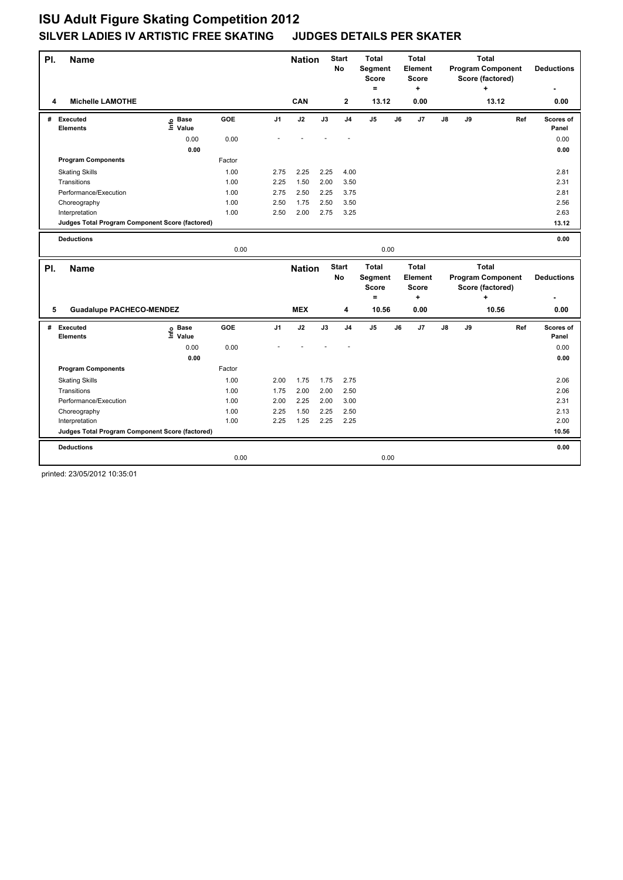# ISU Adult Figure Skating Competition 2012

## SILVER LADIES IV ARTISTIC FREE SKATING JUDGES DETAILS PER SKATER

| Pl. | Name | Nation | Start No | Total Segment Score = | Total Element Score + | Total Program Component Score (factored) + | Deductions - |
|---|---|---|---|---|---|---|---|
| 4 | Michelle LAMOTHE | CAN | 2 | 13.12 | 0.00 | 13.12 | 0.00 |

| # | Executed Elements | Info | Base Value | GOE | J1 | J2 | J3 | J4 | J5 | J6 | J7 | J8 | J9 | Ref | Scores of Panel |
|---|---|---|---|---|---|---|---|---|---|---|---|---|---|---|---|
| | | | 0.00 | 0.00 | - | - | - | - | | | | | | | 0.00 |
| | | | 0.00 | | | | | | | | | | | | 0.00 |
| | **Program Components** | | | Factor | | | | | | | | | | | |
| | Skating Skills | | | 1.00 | 2.75 | 2.25 | 2.25 | 4.00 | | | | | | | 2.81 |
| | Transitions | | | 1.00 | 2.25 | 1.50 | 2.00 | 3.50 | | | | | | | 2.31 |
| | Performance/Execution | | | 1.00 | 2.75 | 2.50 | 2.25 | 3.75 | | | | | | | 2.81 |
| | Choreography | | | 1.00 | 2.50 | 1.75 | 2.50 | 3.50 | | | | | | | 2.56 |
| | Interpretation | | | 1.00 | 2.50 | 2.00 | 2.75 | 3.25 | | | | | | | 2.63 |
| | **Judges Total Program Component Score (factored)** | | | | | | | | | | | | | | **13.12** |
| | **Deductions** | | | | | | | | | | | | | | **0.00** |
| | | | | 0.00 | | | | | 0.00 | | | | | | |

| Pl. | Name | Nation | Start No | Total Segment Score = | Total Element Score + | Total Program Component Score (factored) + | Deductions - |
|---|---|---|---|---|---|---|---|
| 5 | Guadalupe PACHECO-MENDEZ | MEX | 4 | 10.56 | 0.00 | 10.56 | 0.00 |

| # | Executed Elements | Info | Base Value | GOE | J1 | J2 | J3 | J4 | J5 | J6 | J7 | J8 | J9 | Ref | Scores of Panel |
|---|---|---|---|---|---|---|---|---|---|---|---|---|---|---|---|
| | | | 0.00 | 0.00 | - | - | - | - | | | | | | | 0.00 |
| | | | 0.00 | | | | | | | | | | | | 0.00 |
| | **Program Components** | | | Factor | | | | | | | | | | | |
| | Skating Skills | | | 1.00 | 2.00 | 1.75 | 1.75 | 2.75 | | | | | | | 2.06 |
| | Transitions | | | 1.00 | 1.75 | 2.00 | 2.00 | 2.50 | | | | | | | 2.06 |
| | Performance/Execution | | | 1.00 | 2.00 | 2.25 | 2.00 | 3.00 | | | | | | | 2.31 |
| | Choreography | | | 1.00 | 2.25 | 1.50 | 2.25 | 2.50 | | | | | | | 2.13 |
| | Interpretation | | | 1.00 | 2.25 | 1.25 | 2.25 | 2.25 | | | | | | | 2.00 |
| | **Judges Total Program Component Score (factored)** | | | | | | | | | | | | | | **10.56** |
| | **Deductions** | | | | | | | | | | | | | | **0.00** |
| | | | | 0.00 | | | | | 0.00 | | | | | | |

printed: 23/05/2012 10:35:01